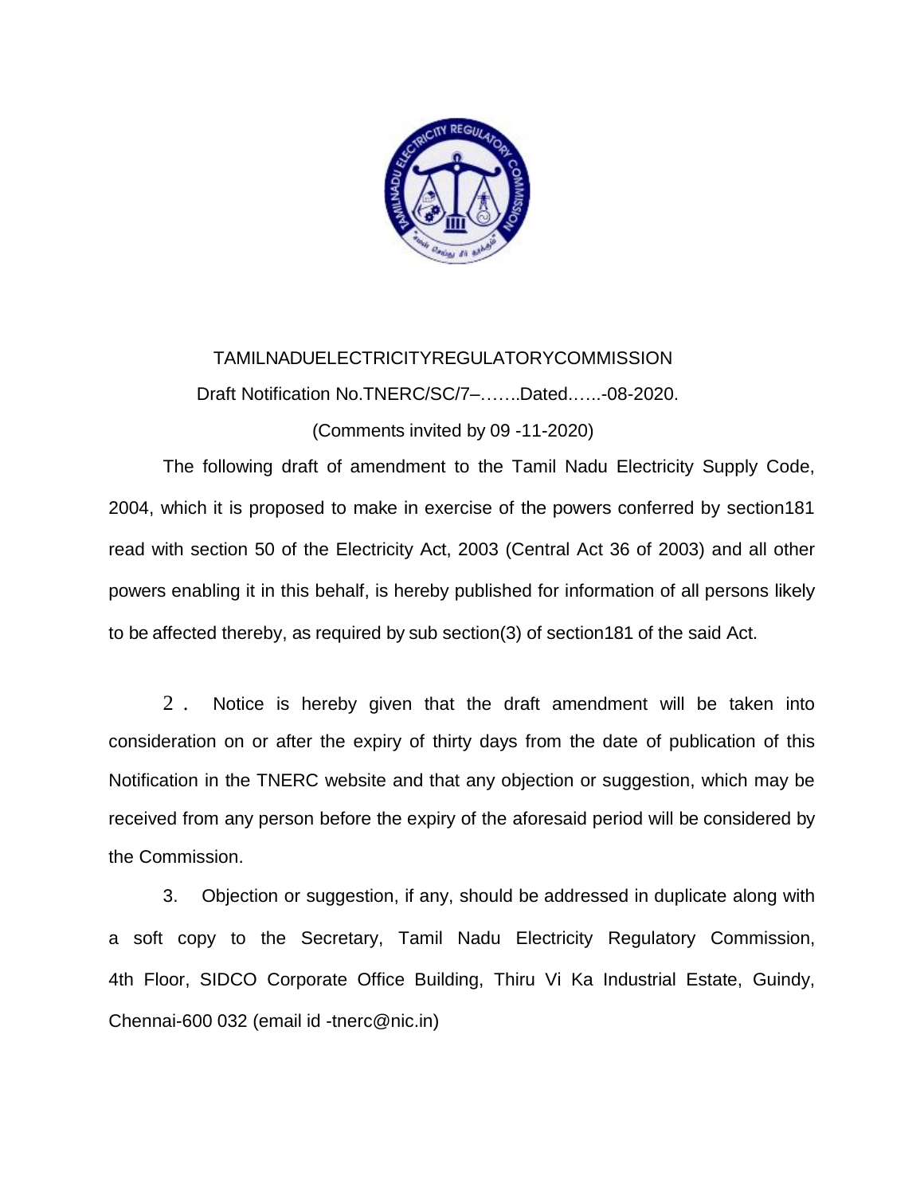# TAMILNADUELECTRICITYREGULATORYCOMMISSION

Draft Notification No.TNERC/SC/7–…….Dated.…..-08-2020.

(Comments invited by 09 -11-2020)

The following draft of amendment to the Tamil Nadu Electricity Supply Code, 2004, which it is proposed to make in exercise of the powers conferred by section181 read with section 50 of the Electricity Act, 2003 (Central Act 36 of 2003) and all other powers enabling it in this behalf, is hereby published for information of all persons likely to be affected thereby, as required by sub section(3) of section181 of the said Act.

2. Notice is hereby given that the draft amendment will be taken into consideration on or after the expiry of thirty days from the date of publication of this Notification in the TNERC website and that any objection or suggestion, which may be received from any person before the expiry of the aforesaid period will be considered by the Commission.

3. Objection or suggestion, if any, should be addressed in duplicate along with a soft copy to the Secretary, Tamil Nadu Electricity Regulatory Commission, 4th Floor, SIDCO Corporate Office Building, Thiru Vi Ka Industrial Estate, Guindy, Chennai-600 032 (email id -tnerc@nic.in)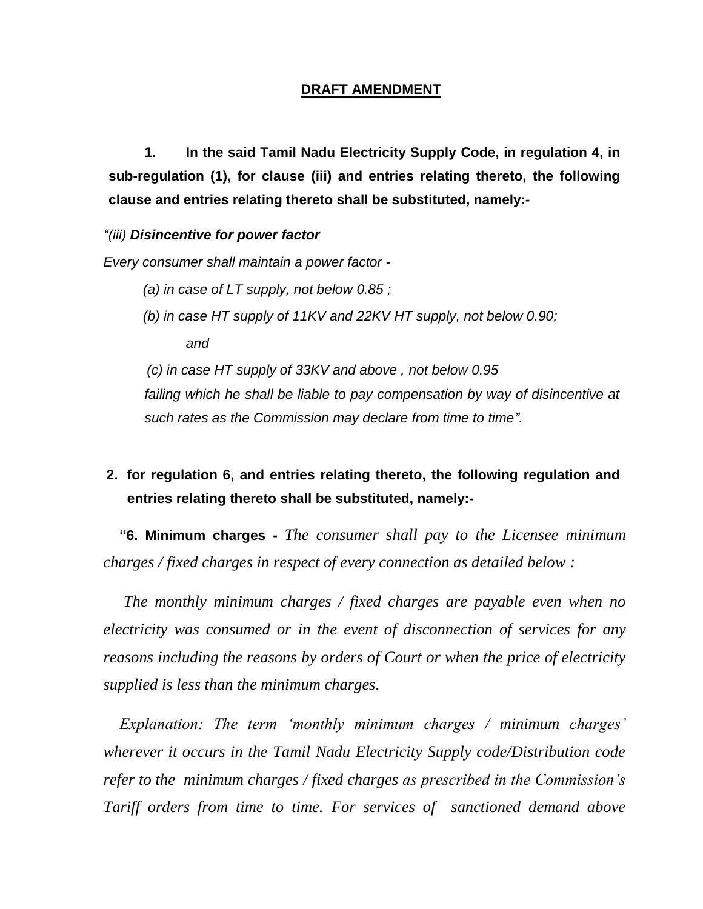## DRAFT AMENDMENT

**1. In the said Tamil Nadu Electricity Supply Code, in regulation 4, in sub-regulation (1), for clause (iii) and entries relating thereto, the following clause and entries relating thereto shall be substituted, namely:-**

*"(iii)* ***Disincentive for power factor***

*Every consumer shall maintain a power factor -*

*(a) in case of LT supply, not below 0.85 ;*

*(b) in case HT supply of 11KV and 22KV HT supply, not below 0.90;*

*and*

*(c) in case HT supply of 33KV and above , not below 0.95*

*failing which he shall be liable to pay compensation by way of disincentive at such rates as the Commission may declare from time to time".*

**2. for regulation 6, and entries relating thereto, the following regulation and entries relating thereto shall be substituted, namely:-**

**"6. Minimum charges -** *The consumer shall pay to the Licensee minimum charges / fixed charges in respect of every connection as detailed below :*

*The monthly minimum charges / fixed charges are payable even when no electricity was consumed or in the event of disconnection of services for any reasons including the reasons by orders of Court or when the price of electricity supplied is less than the minimum charges.*

*Explanation: The term 'monthly minimum charges / minimum charges' wherever it occurs in the Tamil Nadu Electricity Supply code/Distribution code refer to the minimum charges / fixed charges as prescribed in the Commission's Tariff orders from time to time. For services of sanctioned demand above*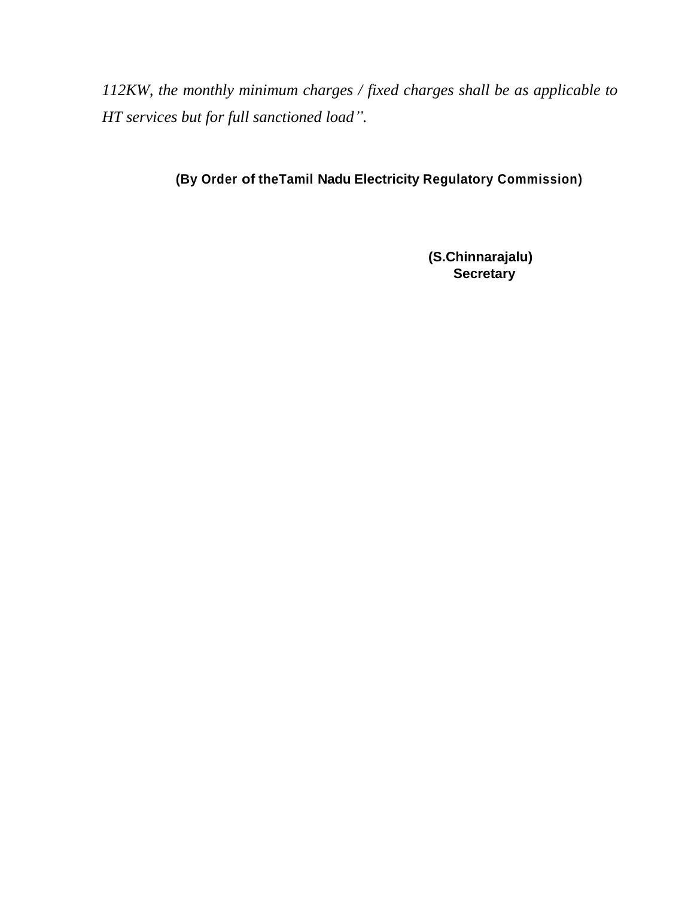*112KW, the monthly minimum charges / fixed charges shall be as applicable to HT services but for full sanctioned load".*

**(By Order of theTamil Nadu Electricity Regulatory Commission)**

**(S.Chinnarajalu)**
**Secretary**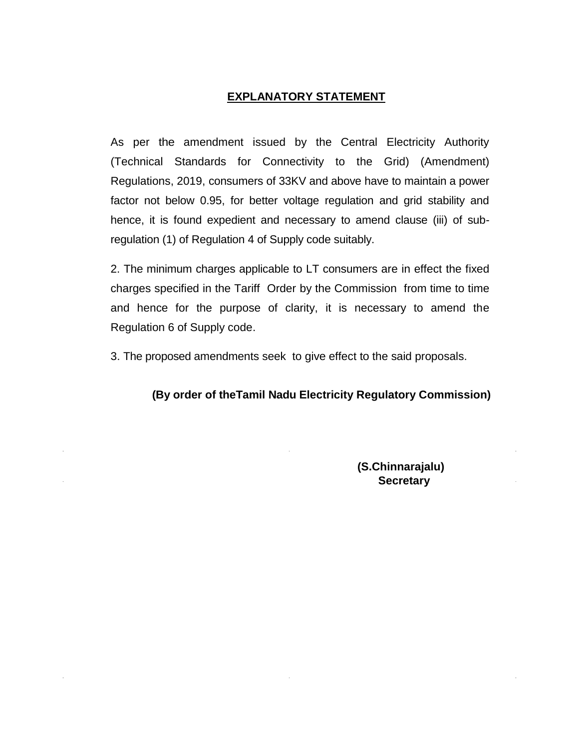## EXPLANATORY STATEMENT

As per the amendment issued by the Central Electricity Authority (Technical Standards for Connectivity to the Grid) (Amendment) Regulations, 2019, consumers of 33KV and above have to maintain a power factor not below 0.95, for better voltage regulation and grid stability and hence, it is found expedient and necessary to amend clause (iii) of sub-regulation (1) of Regulation 4 of Supply code suitably.

2. The minimum charges applicable to LT consumers are in effect the fixed charges specified in the Tariff Order by the Commission from time to time and hence for the purpose of clarity, it is necessary to amend the Regulation 6 of Supply code.

3. The proposed amendments seek to give effect to the said proposals.

**(By order of theTamil Nadu Electricity Regulatory Commission)**

**(S.Chinnarajalu)**
**Secretary**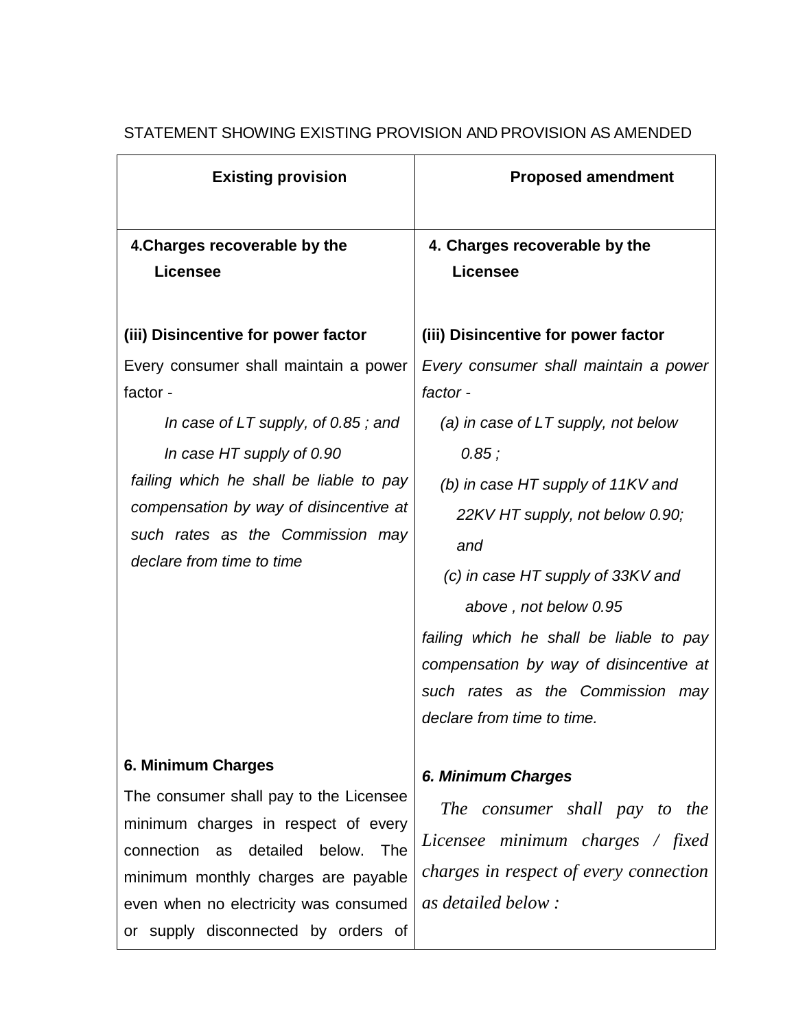STATEMENT SHOWING EXISTING PROVISION AND PROVISION AS AMENDED

| **Existing provision** | **Proposed amendment** |
|---|---|
| **4.Charges recoverable by the Licensee** | **4. Charges recoverable by the Licensee** |
| **(iii) Disincentive for power factor**<br>Every consumer shall maintain a power factor -<br>*In case of LT supply, of 0.85 ; and*<br>*In case HT supply of 0.90*<br>*failing which he shall be liable to pay compensation by way of disincentive at such rates as the Commission may declare from time to time* | **(iii) Disincentive for power factor**<br>*Every consumer shall maintain a power factor -*<br>*(a) in case of LT supply, not below 0.85 ;*<br>*(b) in case HT supply of 11KV and 22KV HT supply, not below 0.90; and*<br>*(c) in case HT supply of 33KV and above , not below 0.95*<br>*failing which he shall be liable to pay compensation by way of disincentive at such rates as the Commission may declare from time to time.* |
| **6. Minimum Charges**<br>The consumer shall pay to the Licensee minimum charges in respect of every connection as detailed below. The minimum monthly charges are payable even when no electricity was consumed or supply disconnected by orders of | ***6. Minimum Charges***<br>*The consumer shall pay to the Licensee minimum charges / fixed charges in respect of every connection as detailed below :* |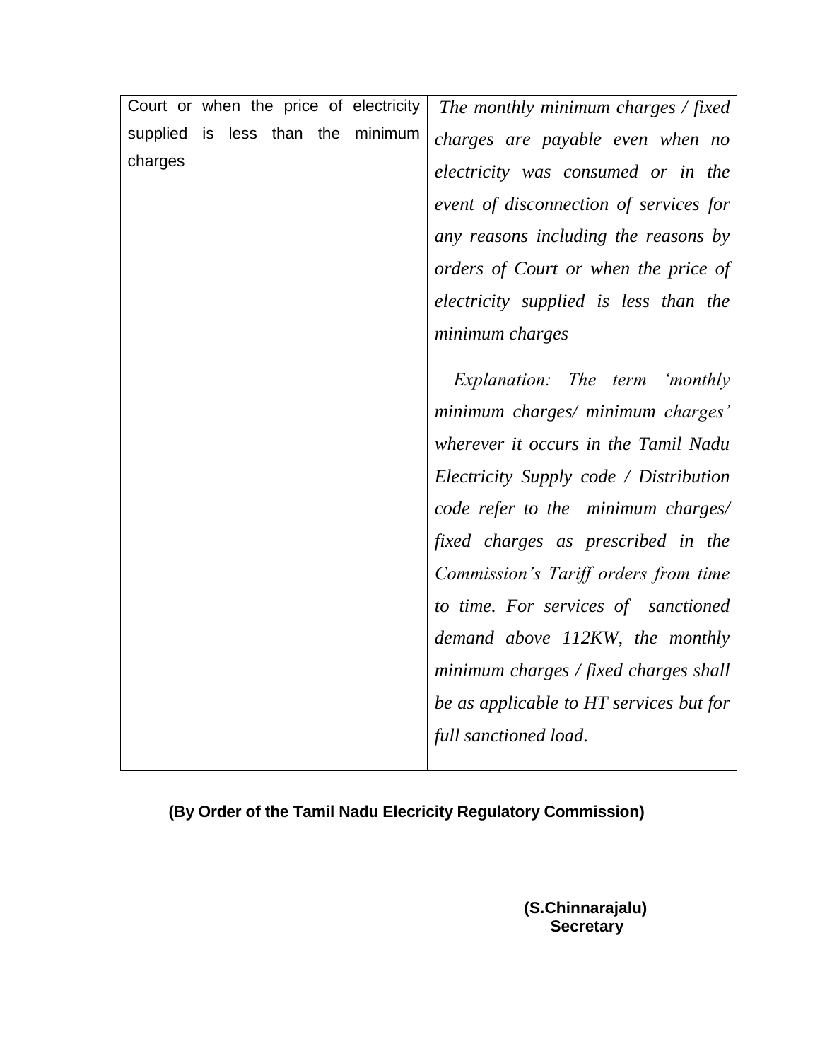| | |
|---|---|
| Court or when the price of electricity supplied is less than the minimum charges | *The monthly minimum charges / fixed charges are payable even when no electricity was consumed or in the event of disconnection of services for any reasons including the reasons by orders of Court or when the price of electricity supplied is less than the minimum charges*<br><br>*Explanation: The term 'monthly minimum charges/ minimum charges' wherever it occurs in the Tamil Nadu Electricity Supply code / Distribution code refer to the minimum charges/ fixed charges as prescribed in the Commission's Tariff orders from time to time. For services of sanctioned demand above 112KW, the monthly minimum charges / fixed charges shall be as applicable to HT services but for full sanctioned load.* |

**(By Order of the Tamil Nadu Elecricity Regulatory Commission)**

**(S.Chinnarajalu)**
**Secretary**